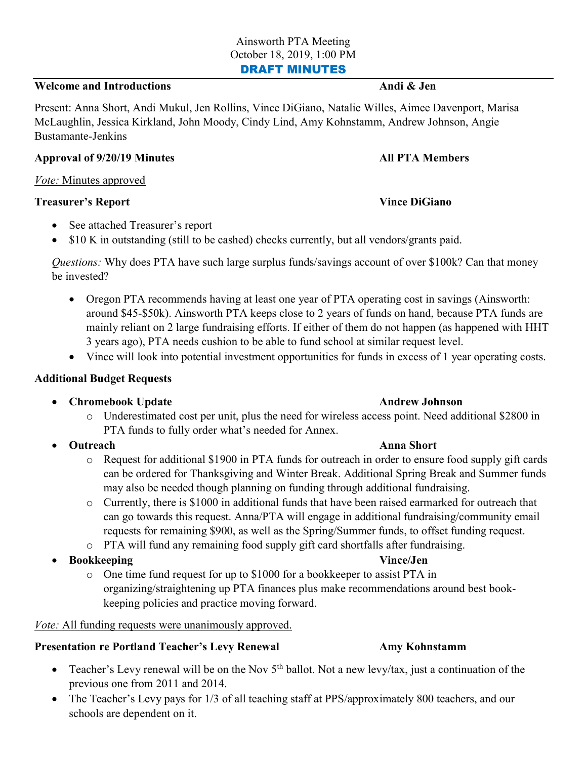Ainsworth PTA Meeting
October 18, 2019, 1:00 PM

# DRAFT MINUTES

**Welcome and Introductions** — **Andi & Jen**

Present: Anna Short, Andi Mukul, Jen Rollins, Vince DiGiano, Natalie Willes, Aimee Davenport, Marisa McLaughlin, Jessica Kirkland, John Moody, Cindy Lind, Amy Kohnstamm, Andrew Johnson, Angie Bustamante-Jenkins

**Approval of 9/20/19 Minutes** — **All PTA Members**

*Vote:* Minutes approved

**Treasurer's Report** — **Vince DiGiano**

- See attached Treasurer's report
- $10 K in outstanding (still to be cashed) checks currently, but all vendors/grants paid.

*Questions:* Why does PTA have such large surplus funds/savings account of over $100k? Can that money be invested?

- Oregon PTA recommends having at least one year of PTA operating cost in savings (Ainsworth: around $45-$50k). Ainsworth PTA keeps close to 2 years of funds on hand, because PTA funds are mainly reliant on 2 large fundraising efforts. If either of them do not happen (as happened with HHT 3 years ago), PTA needs cushion to be able to fund school at similar request level.
- Vince will look into potential investment opportunities for funds in excess of 1 year operating costs.

**Additional Budget Requests**

- **Chromebook Update** — **Andrew Johnson**
  - Underestimated cost per unit, plus the need for wireless access point. Need additional $2800 in PTA funds to fully order what's needed for Annex.
- **Outreach** — **Anna Short**
  - Request for additional $1900 in PTA funds for outreach in order to ensure food supply gift cards can be ordered for Thanksgiving and Winter Break. Additional Spring Break and Summer funds may also be needed though planning on funding through additional fundraising.
  - Currently, there is $1000 in additional funds that have been raised earmarked for outreach that can go towards this request. Anna/PTA will engage in additional fundraising/community email requests for remaining $900, as well as the Spring/Summer funds, to offset funding request.
  - PTA will fund any remaining food supply gift card shortfalls after fundraising.
- **Bookkeeping** — **Vince/Jen**
  - One time fund request for up to $1000 for a bookkeeper to assist PTA in organizing/straightening up PTA finances plus make recommendations around best book-keeping policies and practice moving forward.

*Vote:* All funding requests were unanimously approved.

**Presentation re Portland Teacher's Levy Renewal** — **Amy Kohnstamm**

- Teacher's Levy renewal will be on the Nov 5th ballot. Not a new levy/tax, just a continuation of the previous one from 2011 and 2014.
- The Teacher's Levy pays for 1/3 of all teaching staff at PPS/approximately 800 teachers, and our schools are dependent on it.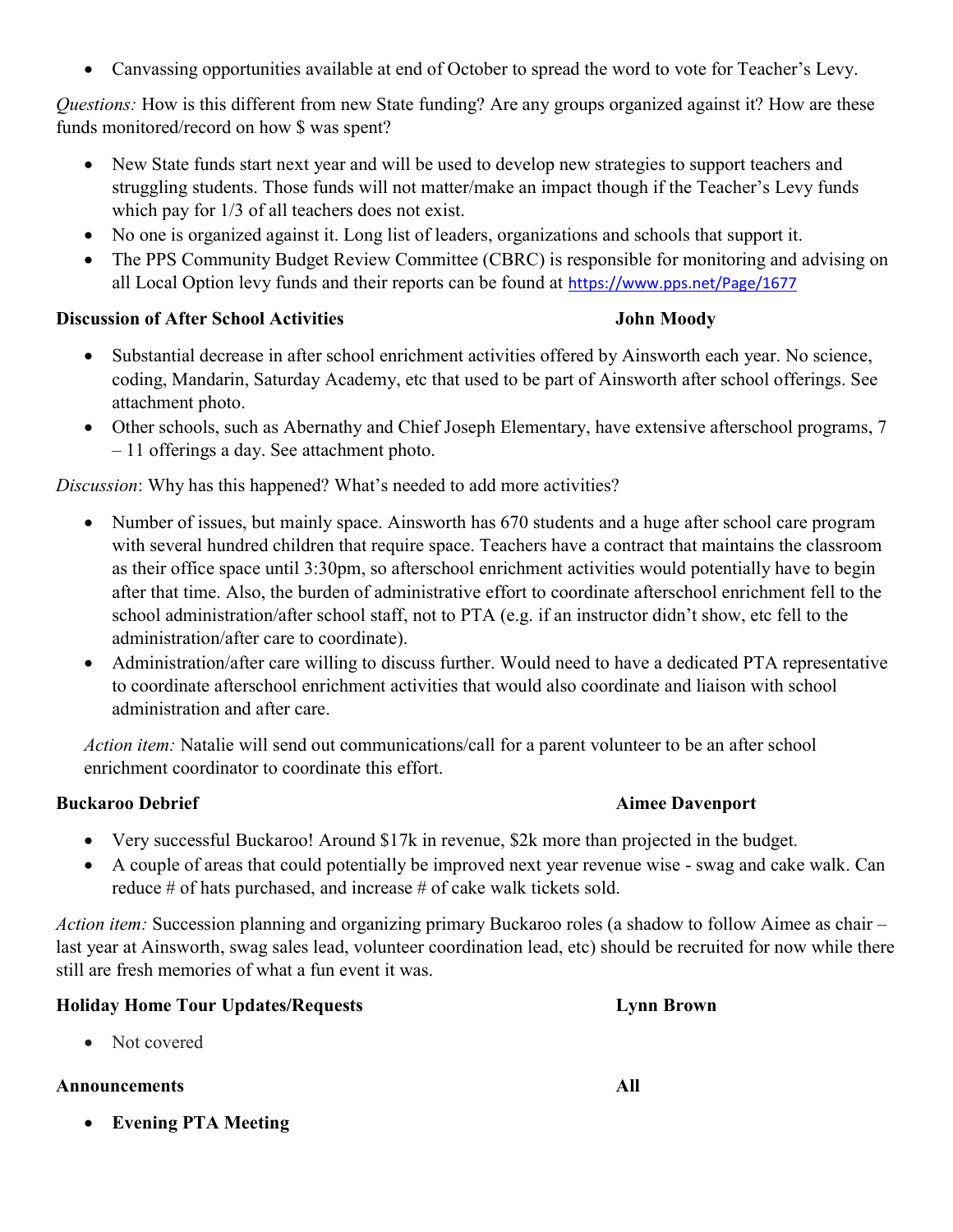- Canvassing opportunities available at end of October to spread the word to vote for Teacher's Levy.

*Questions:* How is this different from new State funding? Are any groups organized against it? How are these funds monitored/record on how $ was spent?

- New State funds start next year and will be used to develop new strategies to support teachers and struggling students. Those funds will not matter/make an impact though if the Teacher's Levy funds which pay for 1/3 of all teachers does not exist.
- No one is organized against it. Long list of leaders, organizations and schools that support it.
- The PPS Community Budget Review Committee (CBRC) is responsible for monitoring and advising on all Local Option levy funds and their reports can be found at https://www.pps.net/Page/1677

**Discussion of After School Activities** **John Moody**

- Substantial decrease in after school enrichment activities offered by Ainsworth each year. No science, coding, Mandarin, Saturday Academy, etc that used to be part of Ainsworth after school offerings. See attachment photo.
- Other schools, such as Abernathy and Chief Joseph Elementary, have extensive afterschool programs, 7 – 11 offerings a day. See attachment photo.

*Discussion*: Why has this happened? What's needed to add more activities?

- Number of issues, but mainly space. Ainsworth has 670 students and a huge after school care program with several hundred children that require space. Teachers have a contract that maintains the classroom as their office space until 3:30pm, so afterschool enrichment activities would potentially have to begin after that time. Also, the burden of administrative effort to coordinate afterschool enrichment fell to the school administration/after school staff, not to PTA (e.g. if an instructor didn't show, etc fell to the administration/after care to coordinate).
- Administration/after care willing to discuss further. Would need to have a dedicated PTA representative to coordinate afterschool enrichment activities that would also coordinate and liaison with school administration and after care.

*Action item:* Natalie will send out communications/call for a parent volunteer to be an after school enrichment coordinator to coordinate this effort.

**Buckaroo Debrief** **Aimee Davenport**

- Very successful Buckaroo! Around $17k in revenue, $2k more than projected in the budget.
- A couple of areas that could potentially be improved next year revenue wise - swag and cake walk. Can reduce # of hats purchased, and increase # of cake walk tickets sold.

*Action item:* Succession planning and organizing primary Buckaroo roles (a shadow to follow Aimee as chair – last year at Ainsworth, swag sales lead, volunteer coordination lead, etc) should be recruited for now while there still are fresh memories of what a fun event it was.

**Holiday Home Tour Updates/Requests** **Lynn Brown**

- Not covered

**Announcements** **All**

- **Evening PTA Meeting**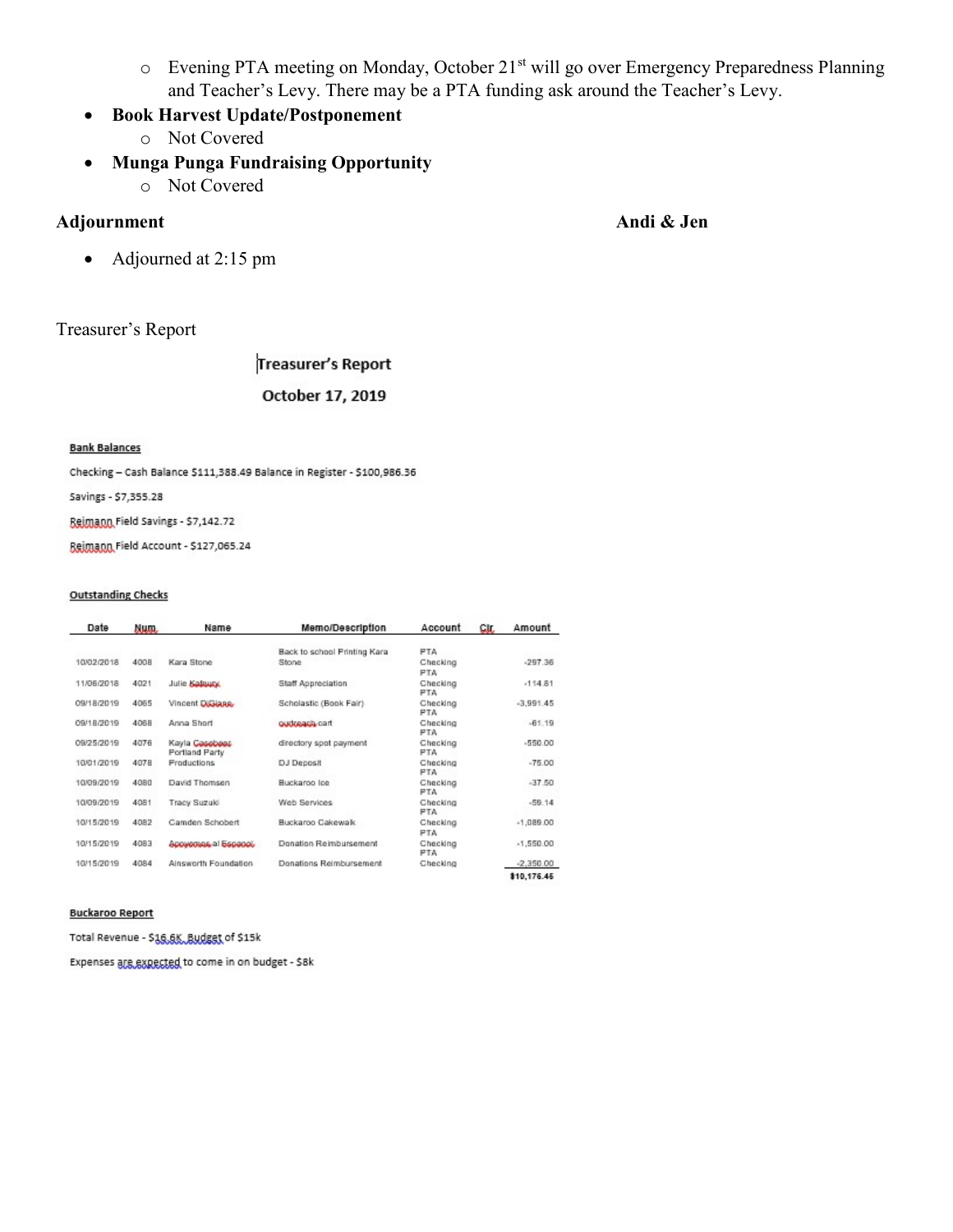- Evening PTA meeting on Monday, October 21st will go over Emergency Preparedness Planning and Teacher's Levy. There may be a PTA funding ask around the Teacher's Levy.
- **Book Harvest Update/Postponement**
  - Not Covered
- **Munga Punga Fundraising Opportunity**
  - Not Covered

**Adjournment** **Andi & Jen**

- Adjourned at 2:15 pm

Treasurer's Report

## Treasurer's Report

### October 17, 2019

**Bank Balances**

Checking – Cash Balance $111,388.49 Balance in Register - $100,986.36

Savings - $7,355.28

Reimann Field Savings - $7,142.72

Reimann Field Account - $127,065.24

**Outstanding Checks**

| Date | Num | Name | Memo/Description | Account | Clr | Amount |
|---|---|---|---|---|---|---|
| 10/02/2018 | 4008 | Kara Stone | Back to school Printing Kara Stone | PTA Checking | | -297.36 |
| 11/06/2018 | 4021 | Julie Kalousy | Staff Appreciation | PTA Checking | | -114.81 |
| 09/18/2019 | 4065 | Vincent DiGiano | Scholastic (Book Fair) | PTA Checking | | -3,991.45 |
| 09/18/2019 | 4068 | Anna Short | outreach cart | PTA Checking | | -61.19 |
| 09/25/2019 | 4076 | Kayla Casebeer | directory spot payment | PTA Checking | | -550.00 |
| 10/01/2019 | 4078 | Portland Party Productions | DJ Deposit | PTA Checking | | -75.00 |
| 10/09/2019 | 4080 | David Thomsen | Buckaroo Ice | PTA Checking | | -37.50 |
| 10/09/2019 | 4081 | Tracy Suzuki | Web Services | PTA Checking | | -59.14 |
| 10/15/2019 | 4082 | Camden Schobert | Buckaroo Cakewalk | PTA Checking | | -1,089.00 |
| 10/15/2019 | 4083 | Apoyemos al Espanol | Donation Reimbursement | PTA Checking | | -1,550.00 |
| 10/15/2019 | 4084 | Ainsworth Foundation | Donations Reimbursement | PTA Checking | | -2,350.00 |
| | | | | | | **$10,176.45** |

**Buckaroo Report**

Total Revenue - $16.6K Budget of $15k

Expenses are expected to come in on budget - $8k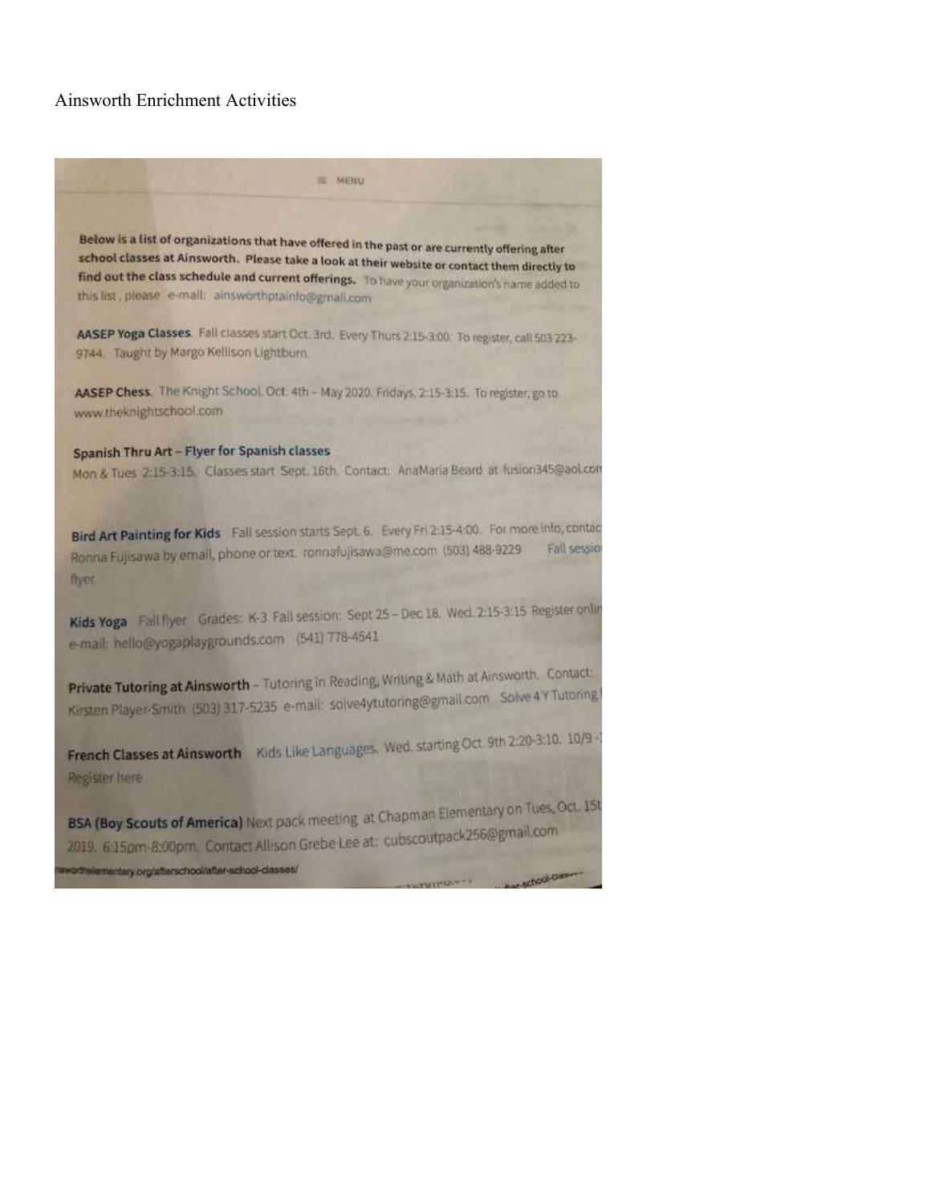Ainsworth Enrichment Activities

≡ MENU

**Below is a list of organizations that have offered in the past or are currently offering after school classes at Ainsworth. Please take a look at their website or contact them directly to find out the class schedule and current offerings.** To have your organization's name added to this list, please e-mail: ainsworthptainfo@gmail.com

**AASEP Yoga Classes**. Fall classes start Oct. 3rd. Every Thurs 2:15-3:00. To register, call 503 223-9744. Taught by Margo Kellison Lightburn.

**AASEP Chess**. The Knight School. Oct. 4th – May 2020. Fridays, 2:15-3:15. To register, go to www.theknightschool.com

**Spanish Thru Art – Flyer for Spanish classes**

Mon & Tues 2:15-3:15. Classes start Sept. 16th. Contact: AnaMaria Beard at fusion345@aol.com

**Bird Art Painting for Kids** Fall session starts Sept. 6. Every Fri 2:15-4:00. For more info, contact Ronna Fujisawa by email, phone or text. ronnafujisawa@me.com (503) 488-9229 Fall session flyer

**Kids Yoga** Fall flyer Grades: K-3 Fall session: Sept 25 – Dec 18. Wed. 2:15-3:15 Register online e-mail: hello@yogaplaygrounds.com (541) 778-4541

**Private Tutoring at Ainsworth** – Tutoring in Reading, Writing & Math at Ainsworth. Contact: Kirsten Player-Smith (503) 317-5235 e-mail: solve4ytutoring@gmail.com Solve 4 Y Tutoring

**French Classes at Ainsworth** Kids Like Languages. Wed. starting Oct. 9th 2:20-3:10. 10/9 -
Register here

**BSA (Boy Scouts of America)** Next pack meeting at Chapman Elementary on Tues, Oct. 15th 2019. 6:15pm-8:00pm. Contact Allison Grebe Lee at: cubscoutpack256@gmail.com

ainsworthelementary.org/afterschool/after-school-classes/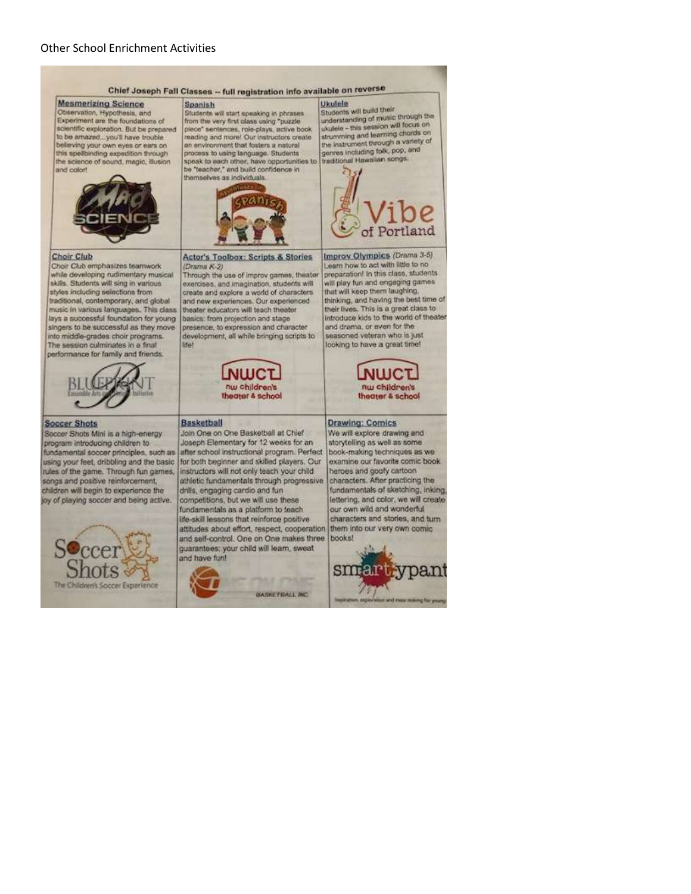Other School Enrichment Activities

## Chief Joseph Fall Classes -- full registration info available on reverse

### Mesmerizing Science

Observation, Hypothesis, and Experiment are the foundations of scientific exploration. But be prepared to be amazed...you'll have trouble believing your own eyes or ears on this spellbinding expedition through the science of sound, magic, illusion and color!

Mad Science

### Spanish

Students will start speaking in phrases from the very first class using "puzzle piece" sentences, role-plays, active book reading and more! Our instructors create an environment that fosters a natural process to using language. Students speak to each other, have opportunities to be "teacher," and build confidence in themselves as individuals.

Adventures in Spanish

### Ukulele

Students will build their understanding of music through the ukulele - this session will focus on strumming and learning chords on the instrument through a variety of genres including folk, pop, and traditional Hawaiian songs.

Vibe of Portland

### Choir Club

Choir Club emphasizes teamwork while developing rudimentary musical skills. Students will sing in various styles including selections from traditional, contemporary, and global music in various languages. This class lays a successful foundation for young singers to be successful as they move into middle-grades choir programs. The session culminates in a final performance for family and friends.

BLUEPRINT Ensemble Arts and Music Initiative

### Actor's Toolbox: Scripts & Stories

*(Drama K-2)*

Through the use of improv games, theater exercises, and imagination, students will create and explore a world of characters and new experiences. Our experienced theater educators will teach theater basics: from projection and stage presence, to expression and character development, all while bringing scripts to life!

NWCT nw children's theater & school

### Improv Olympics *(Drama 3-5)*

Learn how to act with little to no preparation! In this class, students will play fun and engaging games that will keep them laughing, thinking, and having the best time of their lives. This is a great class to introduce kids to the world of theater and drama, or even for the seasoned veteran who is just looking to have a great time!

NWCT nw children's theater & school

### Soccer Shots

Soccer Shots Mini is a high-energy program introducing children to fundamental soccer principles, such as using your feet, dribbling and the basic rules of the game. Through fun games, songs and positive reinforcement, children will begin to experience the joy of playing soccer and being active.

Soccer Shots The Children's Soccer Experience

### Basketball

Join One on One Basketball at Chief Joseph Elementary for 12 weeks for an after school instructional program. Perfect for both beginner and skilled players. Our instructors will not only teach your child athletic fundamentals through progressive drills, engaging cardio and fun competitions, but we will use these fundamentals as a platform to teach life-skill lessons that reinforce positive attitudes about effort, respect, cooperation and self-control. One on One makes three guarantees: your child will learn, sweat and have fun!

One on One Basketball Inc.

### Drawing: Comics

We will explore drawing and storytelling as well as some book-making techniques as we examine our favorite comic book heroes and goofy cartoon characters. After practicing the fundamentals of sketching, inking, lettering, and color, we will create our own wild and wonderful characters and stories, and turn them into our very own comic books!

smartypants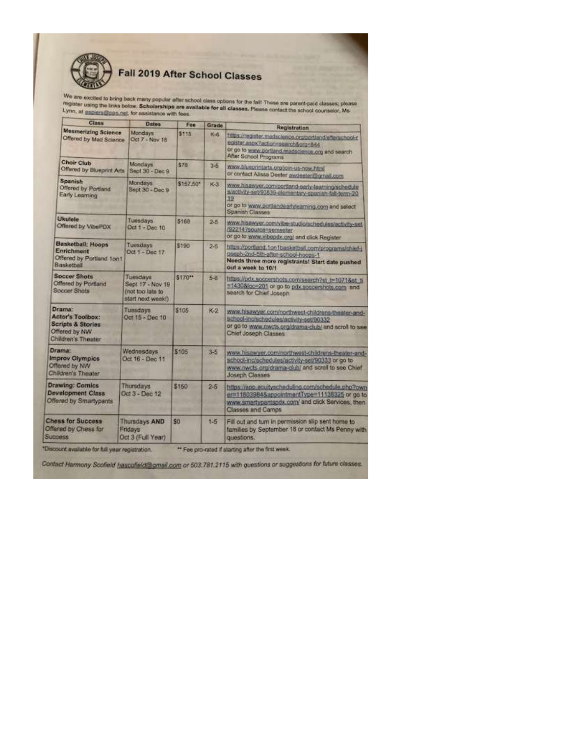# Fall 2019 After School Classes

We are excited to bring back many popular after school class options for the fall! These are parent-paid classes; please register using the links below. **Scholarships are available for all classes.** Please contact the school counselor, Ms Lynn, at espiera@pps.net, for assistance with fees.

| Class | Dates | Fee | Grade | Registration |
|---|---|---|---|---|
| **Mesmerizing Science** Offered by Mad Science | Mondays Oct 7 - Nov 18 | $115 | K-6 | https://register.madscience.org/portland/afterschool-register.aspx?action=search&org=844 or go to www.portland.madscience.org and search After School Programs |
| **Choir Club** Offered by Blueprint Arts | Mondays Sept 30 - Dec 9 | $78 | 3-5 | www.blueprintarts.org/join-us-now.html or contact Alissa Deeter awdeeter@gmail.com |
| **Spanish** Offered by Portland Early Learning | Mondays Sept 30 - Dec 9 | $157.50* | K-3 | www.hisawyer.com/portland-early-learning/schedules/activity-set/93839-elementary-spanish-fall-term-2019 or go to www.portlandearlylearning.com and select Spanish Classes |
| **Ukulele** Offered by VibePDX | Tuesdays Oct 1 - Dec 10 | $168 | 2-5 | www.hisawyer.com/vibe-studio/schedules/activity-set/92214?source=semester or go to www.vibepdx.org/ and click Register |
| **Basketball: Hoops Enrichment** Offered by Portland 1on1 Basketball | Tuesdays Oct 1 - Dec 17 | $190 | 2-5 | https://portland.1on1basketball.com/programs/chief-joseph-2nd-5th-after-school-hoops-1 **Needs three more registrants! Start date pushed out a week to 10/1** |
| **Soccer Shots** Offered by Portland Soccer Shots | Tuesdays Sept 17 - Nov 19 (not too late to start next week!) | $170** | 5-8 | https://pdx.soccershots.com/search?st_t=1071&st_ti=1430&loc=201 or go to pdx.soccershots.com and search for Chief Joseph |
| **Drama: Actor's Toolbox: Scripts & Stories** Offered by NW Children's Theater | Tuesdays Oct 15 - Dec 10 | $105 | K-2 | www.hisawyer.com/northwest-childrens-theater-and-school-inc/schedules/activity-set/90332 or go to www.nwcts.org/drama-club/ and scroll to see Chief Joseph Classes |
| **Drama: Improv Olympics** Offered by NW Children's Theater | Wednesdays Oct 16 - Dec 11 | $105 | 3-5 | www.hisawyer.com/northwest-childrens-theater-and-school-inc/schedules/activity-set/90333 or go to www.nwcts.org/drama-club/ and scroll to see Chief Joseph Classes |
| **Drawing: Comics Development Class** Offered by Smartypants | Thursdays Oct 3 - Dec 12 | $150 | 2-5 | https://app.acuityscheduling.com/schedule.php?owner=11803984&appointmentType=11138325 or go to www.smartypantspdx.com/ and click Services, then Classes and Camps |
| **Chess for Success** Offered by Chess for Success | Thursdays AND Fridays Oct 3 (Full Year) | $0 | 1-5 | Fill out and turn in permission slip sent home to families by September 18 or contact Ms Penny with questions. |

*Discount available for full year registration. ** Fee pro-rated if starting after the first week.

*Contact Harmony Scofield hascofield@gmail.com or 503.781.2115 with questions or suggestions for future classes.*